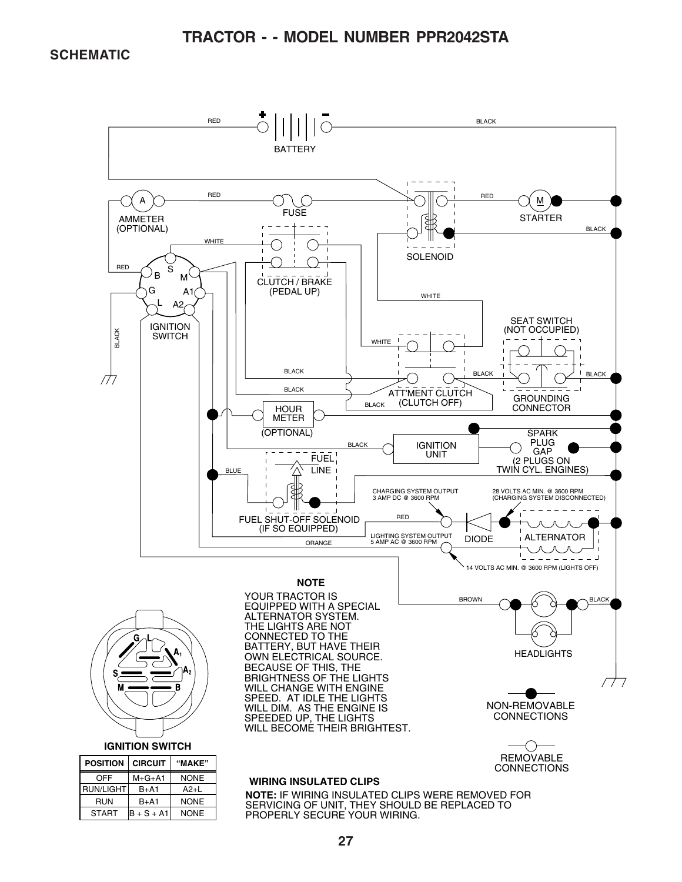# TRACTOR - - MODEL NUMBER PPR2042STA

## SCHEMATIC

BATTERY

RED

BLACK

AMMETER (OPTIONAL)

FUSE

SOLENOID

STARTER

WHITE

CLUTCH / BRAKE (PEDAL UP)

IGNITION SWITCH

SEAT SWITCH (NOT OCCUPIED)

ATT'MENT CLUTCH (CLUTCH OFF)

GROUNDING CONNECTOR

HOUR METER (OPTIONAL)

IGNITION UNIT

SPARK PLUG GAP (2 PLUGS ON TWIN CYL. ENGINES)

FUEL LINE

BLUE

FUEL SHUT-OFF SOLENOID (IF SO EQUIPPED)

CHARGING SYSTEM OUTPUT 3 AMP DC @ 3600 RPM

28 VOLTS AC MIN. @ 3600 RPM (CHARGING SYSTEM DISCONNECTED)

LIGHTING SYSTEM OUTPUT 5 AMP AC @ 3600 RPM

ORANGE

DIODE

ALTERNATOR

14 VOLTS AC MIN. @ 3600 RPM (LIGHTS OFF)

BROWN

HEADLIGHTS

**NOTE**

YOUR TRACTOR IS EQUIPPED WITH A SPECIAL ALTERNATOR SYSTEM. THE LIGHTS ARE NOT CONNECTED TO THE BATTERY, BUT HAVE THEIR OWN ELECTRICAL SOURCE. BECAUSE OF THIS, THE BRIGHTNESS OF THE LIGHTS WILL CHANGE WITH ENGINE SPEED. AT IDLE THE LIGHTS WILL DIM. AS THE ENGINE IS SPEEDED UP, THE LIGHTS WILL BECOME THEIR BRIGHTEST.

NON-REMOVABLE CONNECTIONS

REMOVABLE CONNECTIONS

**IGNITION SWITCH**

| POSITION | CIRCUIT | "MAKE" |
|---|---|---|
| OFF | M+G+A1 | NONE |
| RUN/LIGHT | B+A1 | A2+L |
| RUN | B+A1 | NONE |
| START | B + S + A1 | NONE |

**WIRING INSULATED CLIPS**

**NOTE:** IF WIRING INSULATED CLIPS WERE REMOVED FOR SERVICING OF UNIT, THEY SHOULD BE REPLACED TO PROPERLY SECURE YOUR WIRING.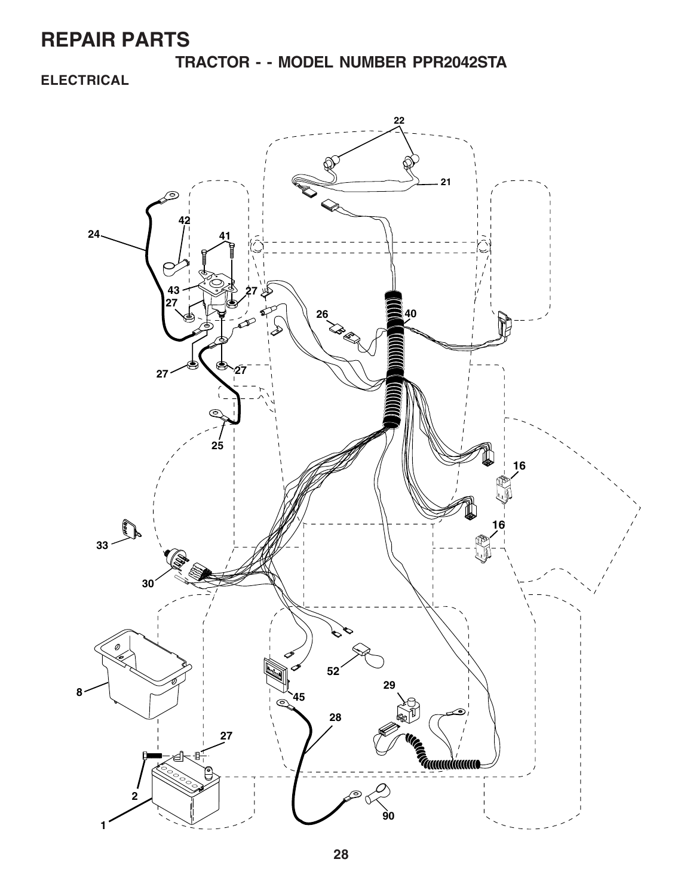# REPAIR PARTS

## TRACTOR - - MODEL NUMBER PPR2042STA

### ELECTRICAL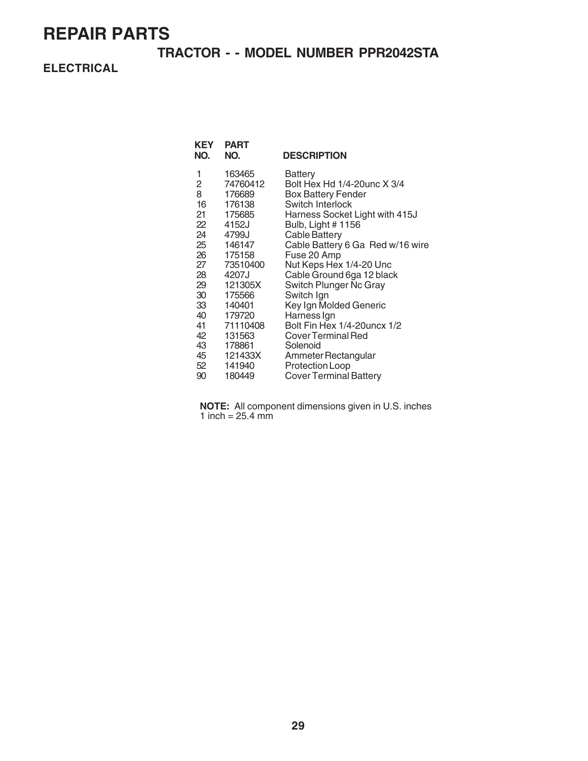# REPAIR PARTS

## TRACTOR - - MODEL NUMBER PPR2042STA

### ELECTRICAL

| KEY NO. | PART NO. | DESCRIPTION |
|---|---|---|
| 1 | 163465 | Battery |
| 2 | 74760412 | Bolt Hex Hd 1/4-20unc X 3/4 |
| 8 | 176689 | Box Battery Fender |
| 16 | 176138 | Switch Interlock |
| 21 | 175685 | Harness Socket Light with 415J |
| 22 | 4152J | Bulb, Light # 1156 |
| 24 | 4799J | Cable Battery |
| 25 | 146147 | Cable Battery 6 Ga Red w/16 wire |
| 26 | 175158 | Fuse 20 Amp |
| 27 | 73510400 | Nut Keps Hex 1/4-20 Unc |
| 28 | 4207J | Cable Ground 6ga 12 black |
| 29 | 121305X | Switch Plunger Nc Gray |
| 30 | 175566 | Switch Ign |
| 33 | 140401 | Key Ign Molded Generic |
| 40 | 179720 | Harness Ign |
| 41 | 71110408 | Bolt Fin Hex 1/4-20uncx 1/2 |
| 42 | 131563 | Cover Terminal Red |
| 43 | 178861 | Solenoid |
| 45 | 121433X | Ammeter Rectangular |
| 52 | 141940 | Protection Loop |
| 90 | 180449 | Cover Terminal Battery |

**NOTE:** All component dimensions given in U.S. inches
1 inch = 25.4 mm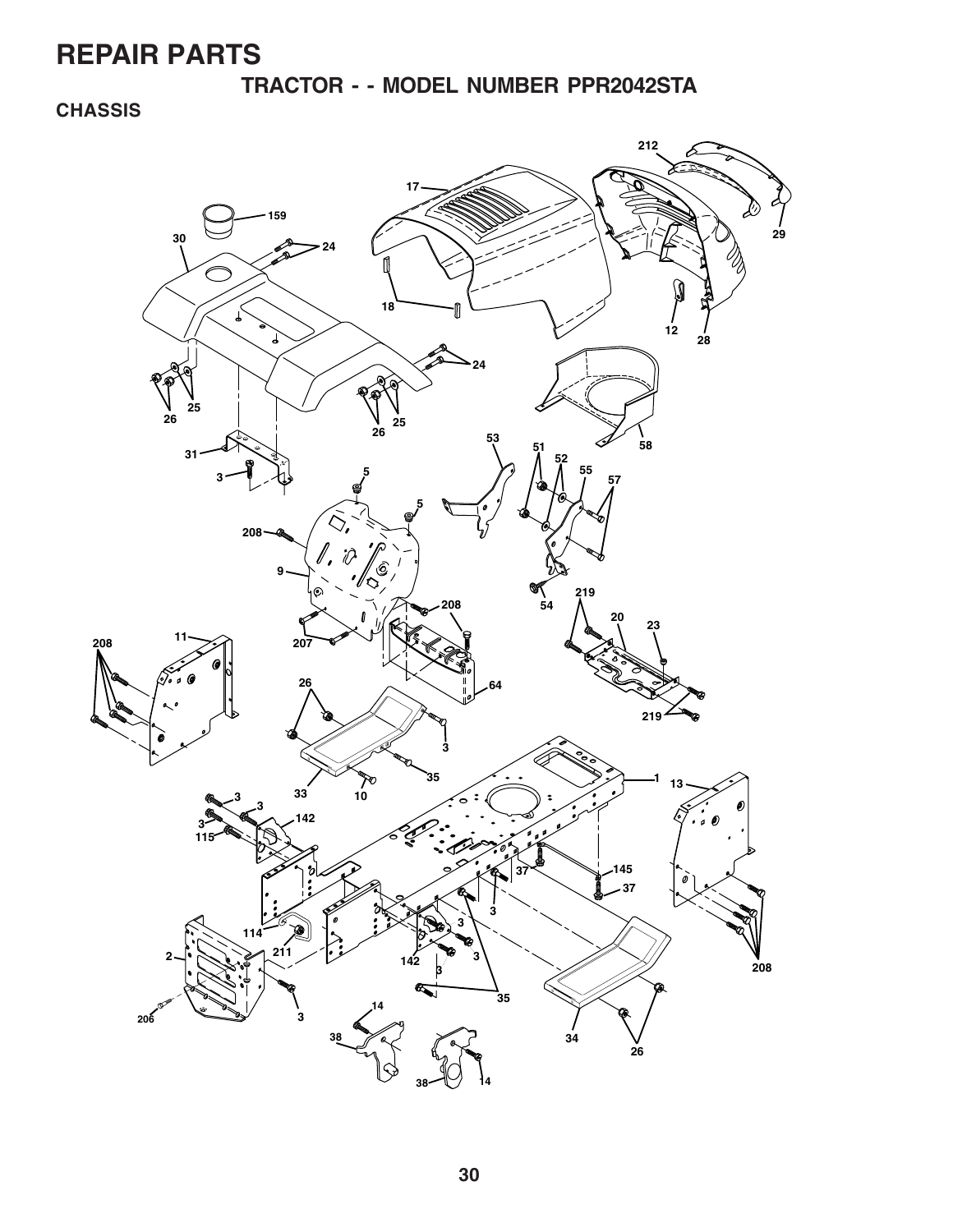# REPAIR PARTS

## TRACTOR - - MODEL NUMBER PPR2042STA

### CHASSIS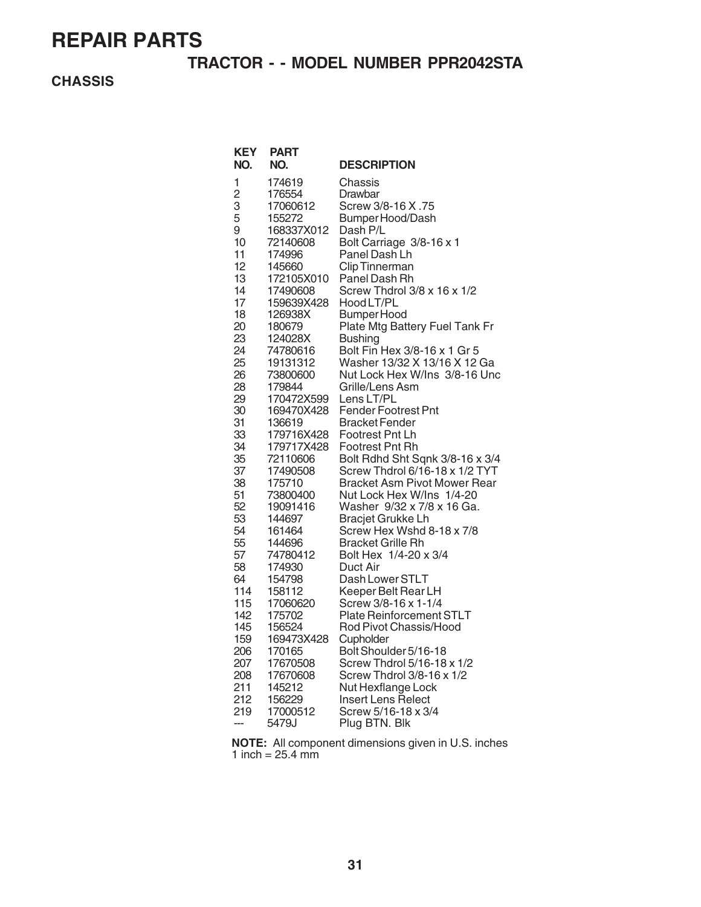# REPAIR PARTS

## TRACTOR - - MODEL NUMBER PPR2042STA

### CHASSIS

| KEY NO. | PART NO. | DESCRIPTION |
|---|---|---|
| 1 | 174619 | Chassis |
| 2 | 176554 | Drawbar |
| 3 | 17060612 | Screw 3/8-16 X .75 |
| 5 | 155272 | Bumper Hood/Dash |
| 9 | 168337X012 | Dash P/L |
| 10 | 72140608 | Bolt Carriage 3/8-16 x 1 |
| 11 | 174996 | Panel Dash Lh |
| 12 | 145660 | Clip Tinnerman |
| 13 | 172105X010 | Panel Dash Rh |
| 14 | 17490608 | Screw Thdrol 3/8 x 16 x 1/2 |
| 17 | 159639X428 | Hood LT/PL |
| 18 | 126938X | Bumper Hood |
| 20 | 180679 | Plate Mtg Battery Fuel Tank Fr |
| 23 | 124028X | Bushing |
| 24 | 74780616 | Bolt Fin Hex 3/8-16 x 1 Gr 5 |
| 25 | 19131312 | Washer 13/32 X 13/16 X 12 Ga |
| 26 | 73800600 | Nut Lock Hex W/Ins 3/8-16 Unc |
| 28 | 179844 | Grille/Lens Asm |
| 29 | 170472X599 | Lens LT/PL |
| 30 | 169470X428 | Fender Footrest Pnt |
| 31 | 136619 | Bracket Fender |
| 33 | 179716X428 | Footrest Pnt Lh |
| 34 | 179717X428 | Footrest Pnt Rh |
| 35 | 72110606 | Bolt Rdhd Sht Sqnk 3/8-16 x 3/4 |
| 37 | 17490508 | Screw Thdrol 6/16-18 x 1/2 TYT |
| 38 | 175710 | Bracket Asm Pivot Mower Rear |
| 51 | 73800400 | Nut Lock Hex W/Ins 1/4-20 |
| 52 | 19091416 | Washer 9/32 x 7/8 x 16 Ga. |
| 53 | 144697 | Bracjet Grukke Lh |
| 54 | 161464 | Screw Hex Wshd 8-18 x 7/8 |
| 55 | 144696 | Bracket Grille Rh |
| 57 | 74780412 | Bolt Hex 1/4-20 x 3/4 |
| 58 | 174930 | Duct Air |
| 64 | 154798 | Dash Lower STLT |
| 114 | 158112 | Keeper Belt Rear LH |
| 115 | 17060620 | Screw 3/8-16 x 1-1/4 |
| 142 | 175702 | Plate Reinforcement STLT |
| 145 | 156524 | Rod Pivot Chassis/Hood |
| 159 | 169473X428 | Cupholder |
| 206 | 170165 | Bolt Shoulder 5/16-18 |
| 207 | 17670508 | Screw Thdrol 5/16-18 x 1/2 |
| 208 | 17670608 | Screw Thdrol 3/8-16 x 1/2 |
| 211 | 145212 | Nut Hexflange Lock |
| 212 | 156229 | Insert Lens Relect |
| 219 | 17000512 | Screw 5/16-18 x 3/4 |
| --- | 5479J | Plug BTN. Blk |

**NOTE:** All component dimensions given in U.S. inches
1 inch = 25.4 mm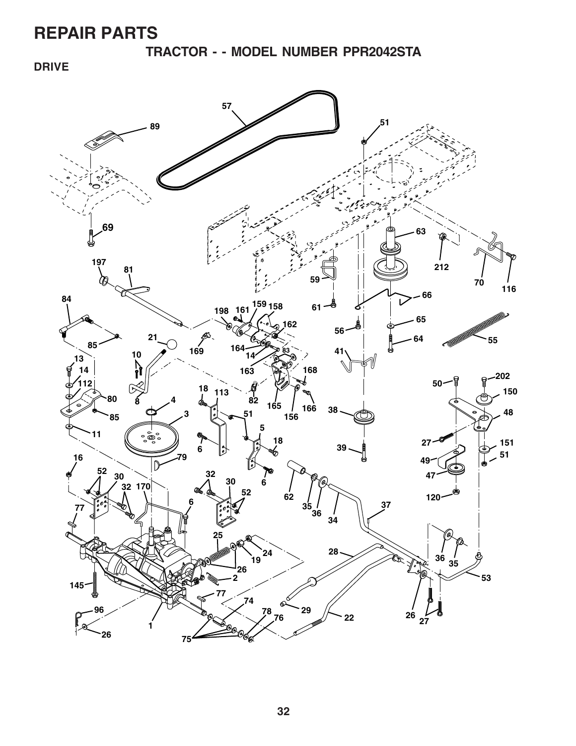# REPAIR PARTS

## TRACTOR - - MODEL NUMBER PPR2042STA

### DRIVE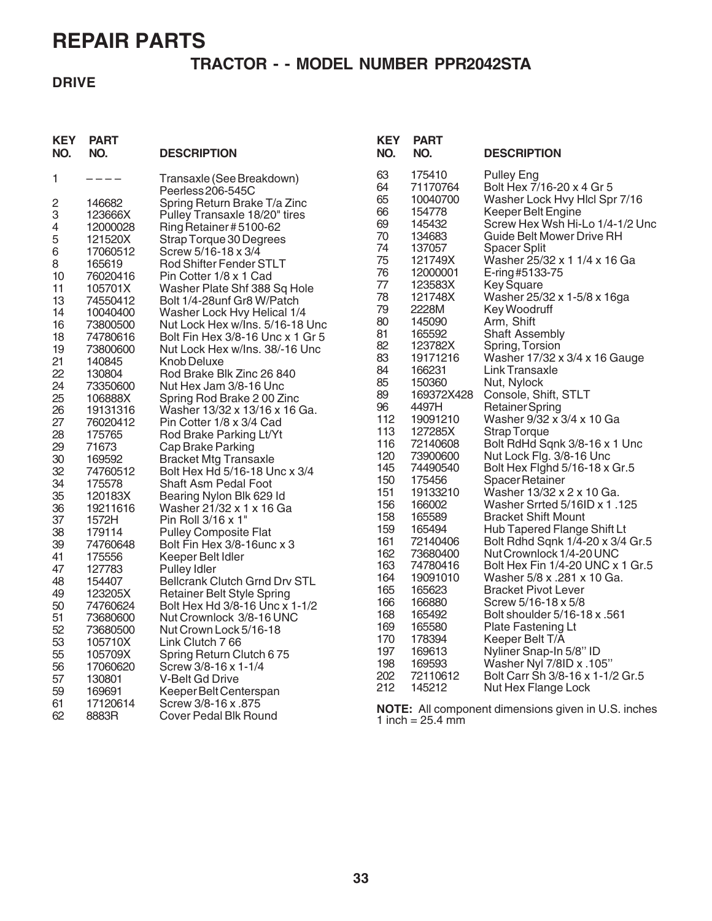# REPAIR PARTS

## TRACTOR - - MODEL NUMBER PPR2042STA

### DRIVE

| KEY NO. | PART NO. | DESCRIPTION |
|---|---|---|
| 1 | – – – – | Transaxle (See Breakdown) Peerless 206-545C |
| 2 | 146682 | Spring Return Brake T/a Zinc |
| 3 | 123666X | Pulley Transaxle 18/20" tires |
| 4 | 12000028 | Ring Retainer # 5100-62 |
| 5 | 121520X | Strap Torque 30 Degrees |
| 6 | 17060512 | Screw 5/16-18 x 3/4 |
| 8 | 165619 | Rod Shifter Fender STLT |
| 10 | 76020416 | Pin Cotter 1/8 x 1 Cad |
| 11 | 105701X | Washer Plate Shf 388 Sq Hole |
| 13 | 74550412 | Bolt 1/4-28unf Gr8 W/Patch |
| 14 | 10040400 | Washer Lock Hvy Helical 1/4 |
| 16 | 73800500 | Nut Lock Hex w/Ins. 5/16-18 Unc |
| 18 | 74780616 | Bolt Fin Hex 3/8-16 Unc x 1 Gr 5 |
| 19 | 73800600 | Nut Lock Hex w/Ins. 38/-16 Unc |
| 21 | 140845 | Knob Deluxe |
| 22 | 130804 | Rod Brake Blk Zinc 26 840 |
| 24 | 73350600 | Nut Hex Jam 3/8-16 Unc |
| 25 | 106888X | Spring Rod Brake 2 00 Zinc |
| 26 | 19131316 | Washer 13/32 x 13/16 x 16 Ga. |
| 27 | 76020412 | Pin Cotter 1/8 x 3/4 Cad |
| 28 | 175765 | Rod Brake Parking Lt/Yt |
| 29 | 71673 | Cap Brake Parking |
| 30 | 169592 | Bracket Mtg Transaxle |
| 32 | 74760512 | Bolt Hex Hd 5/16-18 Unc x 3/4 |
| 34 | 175578 | Shaft Asm Pedal Foot |
| 35 | 120183X | Bearing Nylon Blk 629 Id |
| 36 | 19211616 | Washer 21/32 x 1 x 16 Ga |
| 37 | 1572H | Pin Roll 3/16 x 1" |
| 38 | 179114 | Pulley Composite Flat |
| 39 | 74760648 | Bolt Fin Hex 3/8-16unc x 3 |
| 41 | 175556 | Keeper Belt Idler |
| 47 | 127783 | Pulley Idler |
| 48 | 154407 | Bellcrank Clutch Grnd Drv STL |
| 49 | 123205X | Retainer Belt Style Spring |
| 50 | 74760624 | Bolt Hex Hd 3/8-16 Unc x 1-1/2 |
| 51 | 73680600 | Nut Crownlock 3/8-16 UNC |
| 52 | 73680500 | Nut Crown Lock 5/16-18 |
| 53 | 105710X | Link Clutch 7 66 |
| 55 | 105709X | Spring Return Clutch 6 75 |
| 56 | 17060620 | Screw 3/8-16 x 1-1/4 |
| 57 | 130801 | V-Belt Gd Drive |
| 59 | 169691 | Keeper Belt Centerspan |
| 61 | 17120614 | Screw 3/8-16 x .875 |
| 62 | 8883R | Cover Pedal Blk Round |
| 63 | 175410 | Pulley Eng |
| 64 | 71170764 | Bolt Hex 7/16-20 x 4 Gr 5 |
| 65 | 10040700 | Washer Lock Hvy Hlcl Spr 7/16 |
| 66 | 154778 | Keeper Belt Engine |
| 69 | 145432 | Screw Hex Wsh Hi-Lo 1/4-1/2 Unc |
| 70 | 134683 | Guide Belt Mower Drive RH |
| 74 | 137057 | Spacer Split |
| 75 | 121749X | Washer 25/32 x 1 1/4 x 16 Ga |
| 76 | 12000001 | E-ring #5133-75 |
| 77 | 123583X | Key Square |
| 78 | 121748X | Washer 25/32 x 1-5/8 x 16ga |
| 79 | 2228M | Key Woodruff |
| 80 | 145090 | Arm, Shift |
| 81 | 165592 | Shaft Assembly |
| 82 | 123782X | Spring, Torsion |
| 83 | 19171216 | Washer 17/32 x 3/4 x 16 Gauge |
| 84 | 166231 | Link Transaxle |
| 85 | 150360 | Nut, Nylock |
| 89 | 169372X428 | Console, Shift, STLT |
| 96 | 4497H | Retainer Spring |
| 112 | 19091210 | Washer 9/32 x 3/4 x 10 Ga |
| 113 | 127285X | Strap Torque |
| 116 | 72140608 | Bolt RdHd Sqnk 3/8-16 x 1 Unc |
| 120 | 73900600 | Nut Lock Flg. 3/8-16 Unc |
| 145 | 74490540 | Bolt Hex Flghd 5/16-18 x Gr.5 |
| 150 | 175456 | Spacer Retainer |
| 151 | 19133210 | Washer 13/32 x 2 x 10 Ga. |
| 156 | 166002 | Washer Srrted 5/16ID x 1 .125 |
| 158 | 165589 | Bracket Shift Mount |
| 159 | 165494 | Hub Tapered Flange Shift Lt |
| 161 | 72140406 | Bolt Rdhd Sqnk 1/4-20 x 3/4 Gr.5 |
| 162 | 73680400 | Nut Crownlock 1/4-20 UNC |
| 163 | 74780416 | Bolt Hex Fin 1/4-20 UNC x 1 Gr.5 |
| 164 | 19091010 | Washer 5/8 x .281 x 10 Ga. |
| 165 | 165623 | Bracket Pivot Lever |
| 166 | 166880 | Screw 5/16-18 x 5/8 |
| 168 | 165492 | Bolt shoulder 5/16-18 x .561 |
| 169 | 165580 | Plate Fastening Lt |
| 170 | 178394 | Keeper Belt T/A |
| 197 | 169613 | Nyliner Snap-In 5/8'' ID |
| 198 | 169593 | Washer Nyl 7/8ID x .105'' |
| 202 | 72110612 | Bolt Carr Sh 3/8-16 x 1-1/2 Gr.5 |
| 212 | 145212 | Nut Hex Flange Lock |

**NOTE:** All component dimensions given in U.S. inches
1 inch = 25.4 mm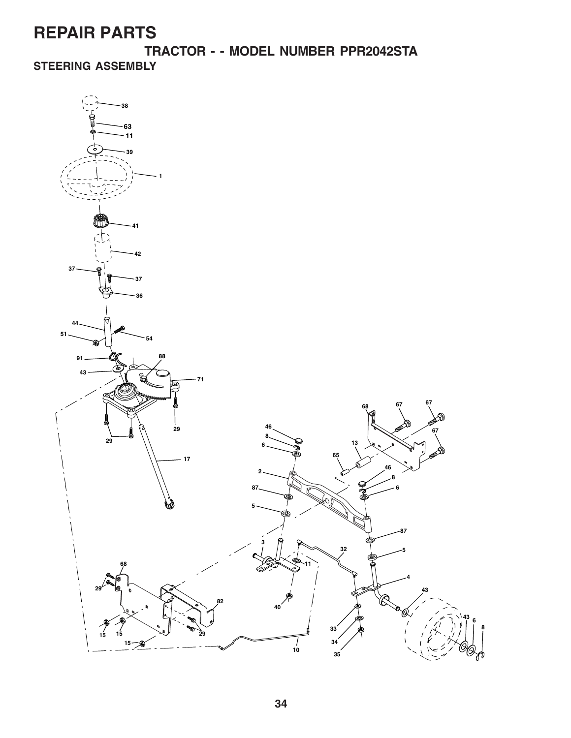# REPAIR PARTS

## TRACTOR - - MODEL NUMBER PPR2042STA

### STEERING ASSEMBLY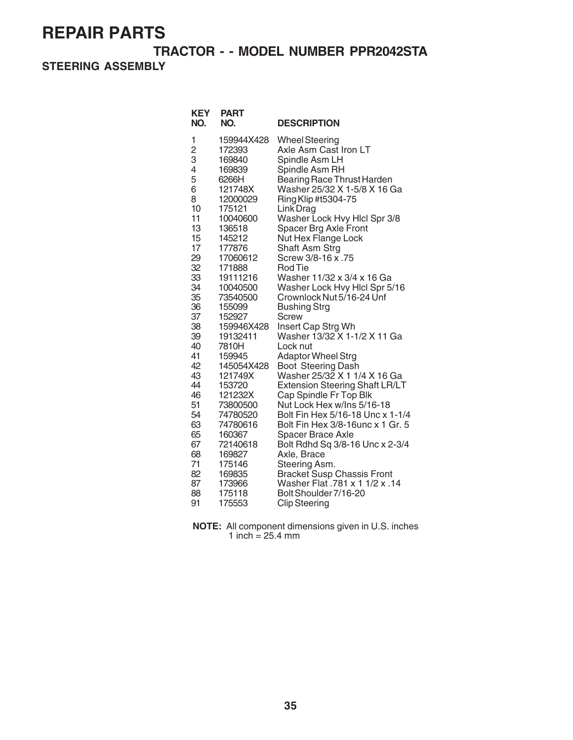# REPAIR PARTS

## TRACTOR - - MODEL NUMBER PPR2042STA

### STEERING ASSEMBLY

| KEY NO. | PART NO. | DESCRIPTION |
|---|---|---|
| 1 | 159944X428 | Wheel Steering |
| 2 | 172393 | Axle Asm Cast Iron LT |
| 3 | 169840 | Spindle Asm LH |
| 4 | 169839 | Spindle Asm RH |
| 5 | 6266H | Bearing Race Thrust Harden |
| 6 | 121748X | Washer 25/32 X 1-5/8 X 16 Ga |
| 8 | 12000029 | Ring Klip #t5304-75 |
| 10 | 175121 | Link Drag |
| 11 | 10040600 | Washer Lock Hvy Hlcl Spr 3/8 |
| 13 | 136518 | Spacer Brg Axle Front |
| 15 | 145212 | Nut Hex Flange Lock |
| 17 | 177876 | Shaft Asm Strg |
| 29 | 17060612 | Screw 3/8-16 x .75 |
| 32 | 171888 | Rod Tie |
| 33 | 19111216 | Washer 11/32 x 3/4 x 16 Ga |
| 34 | 10040500 | Washer Lock Hvy Hlcl Spr 5/16 |
| 35 | 73540500 | Crownlock Nut 5/16-24 Unf |
| 36 | 155099 | Bushing Strg |
| 37 | 152927 | Screw |
| 38 | 159946X428 | Insert Cap Strg Wh |
| 39 | 19132411 | Washer 13/32 X 1-1/2 X 11 Ga |
| 40 | 7810H | Lock nut |
| 41 | 159945 | Adaptor Wheel Strg |
| 42 | 145054X428 | Boot Steering Dash |
| 43 | 121749X | Washer 25/32 X 1 1/4 X 16 Ga |
| 44 | 153720 | Extension Steering Shaft LR/LT |
| 46 | 121232X | Cap Spindle Fr Top Blk |
| 51 | 73800500 | Nut Lock Hex w/Ins 5/16-18 |
| 54 | 74780520 | Bolt Fin Hex 5/16-18 Unc x 1-1/4 |
| 63 | 74780616 | Bolt Fin Hex 3/8-16unc x 1 Gr. 5 |
| 65 | 160367 | Spacer Brace Axle |
| 67 | 72140618 | Bolt Rdhd Sq 3/8-16 Unc x 2-3/4 |
| 68 | 169827 | Axle, Brace |
| 71 | 175146 | Steering Asm. |
| 82 | 169835 | Bracket Susp Chassis Front |
| 87 | 173966 | Washer Flat .781 x 1 1/2 x .14 |
| 88 | 175118 | Bolt Shoulder 7/16-20 |
| 91 | 175553 | Clip Steering |

**NOTE:** All component dimensions given in U.S. inches
1 inch = 25.4 mm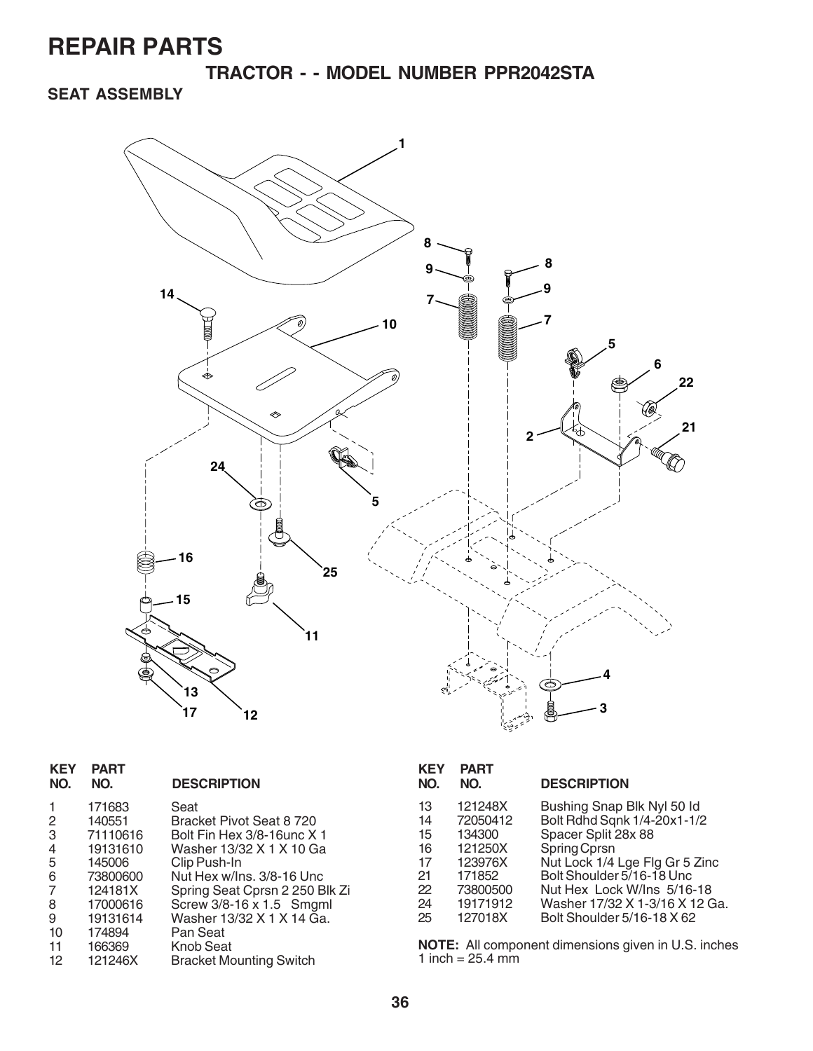# REPAIR PARTS

## TRACTOR - - MODEL NUMBER PPR2042STA

### SEAT ASSEMBLY

| KEY NO. | PART NO. | DESCRIPTION |
|---|---|---|
| 1 | 171683 | Seat |
| 2 | 140551 | Bracket Pivot Seat 8 720 |
| 3 | 71110616 | Bolt Fin Hex 3/8-16unc X 1 |
| 4 | 19131610 | Washer 13/32 X 1 X 10 Ga |
| 5 | 145006 | Clip Push-In |
| 6 | 73800600 | Nut Hex w/Ins. 3/8-16 Unc |
| 7 | 124181X | Spring Seat Cprsn 2 250 Blk Zi |
| 8 | 17000616 | Screw 3/8-16 x 1.5 Smgml |
| 9 | 19131614 | Washer 13/32 X 1 X 14 Ga. |
| 10 | 174894 | Pan Seat |
| 11 | 166369 | Knob Seat |
| 12 | 121246X | Bracket Mounting Switch |
| 13 | 121248X | Bushing Snap Blk Nyl 50 Id |
| 14 | 72050412 | Bolt Rdhd Sqnk 1/4-20x1-1/2 |
| 15 | 134300 | Spacer Split 28x 88 |
| 16 | 121250X | Spring Cprsn |
| 17 | 123976X | Nut Lock 1/4 Lge Flg Gr 5 Zinc |
| 21 | 171852 | Bolt Shoulder 5/16-18 Unc |
| 22 | 73800500 | Nut Hex Lock W/Ins 5/16-18 |
| 24 | 19171912 | Washer 17/32 X 1-3/16 X 12 Ga. |
| 25 | 127018X | Bolt Shoulder 5/16-18 X 62 |

**NOTE:** All component dimensions given in U.S. inches
1 inch = 25.4 mm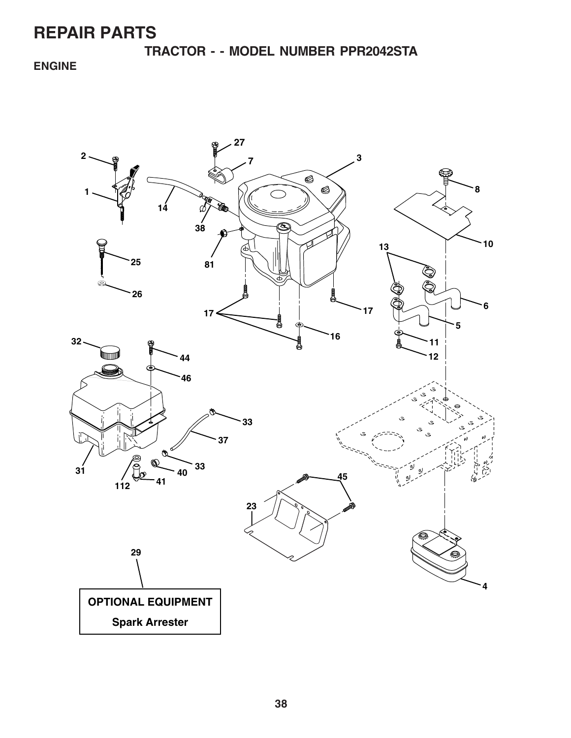# REPAIR PARTS

## TRACTOR - - MODEL NUMBER PPR2042STA

### ENGINE

**OPTIONAL EQUIPMENT**

**Spark Arrester**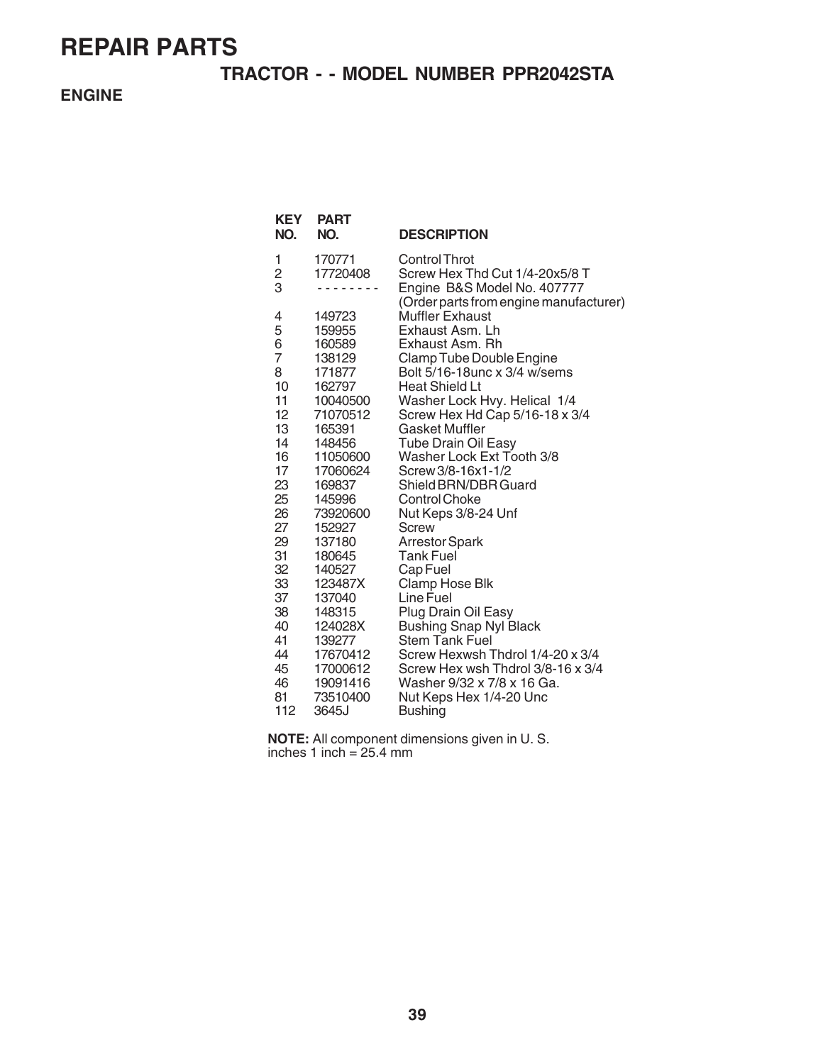# REPAIR PARTS

## TRACTOR - - MODEL NUMBER PPR2042STA

### ENGINE

| KEY NO. | PART NO. | DESCRIPTION |
|---|---|---|
| 1 | 170771 | Control Throt |
| 2 | 17720408 | Screw Hex Thd Cut 1/4-20x5/8 T |
| 3 | - - - - - - - - - | Engine B&S Model No. 407777 (Order parts from engine manufacturer) |
| 4 | 149723 | Muffler Exhaust |
| 5 | 159955 | Exhaust Asm. Lh |
| 6 | 160589 | Exhaust Asm. Rh |
| 7 | 138129 | Clamp Tube Double Engine |
| 8 | 171877 | Bolt 5/16-18unc x 3/4 w/sems |
| 10 | 162797 | Heat Shield Lt |
| 11 | 10040500 | Washer Lock Hvy. Helical 1/4 |
| 12 | 71070512 | Screw Hex Hd Cap 5/16-18 x 3/4 |
| 13 | 165391 | Gasket Muffler |
| 14 | 148456 | Tube Drain Oil Easy |
| 16 | 11050600 | Washer Lock Ext Tooth 3/8 |
| 17 | 17060624 | Screw 3/8-16x1-1/2 |
| 23 | 169837 | Shield BRN/DBR Guard |
| 25 | 145996 | Control Choke |
| 26 | 73920600 | Nut Keps 3/8-24 Unf |
| 27 | 152927 | Screw |
| 29 | 137180 | Arrestor Spark |
| 31 | 180645 | Tank Fuel |
| 32 | 140527 | Cap Fuel |
| 33 | 123487X | Clamp Hose Blk |
| 37 | 137040 | Line Fuel |
| 38 | 148315 | Plug Drain Oil Easy |
| 40 | 124028X | Bushing Snap Nyl Black |
| 41 | 139277 | Stem Tank Fuel |
| 44 | 17670412 | Screw Hexwsh Thdrol 1/4-20 x 3/4 |
| 45 | 17000612 | Screw Hex wsh Thdrol 3/8-16 x 3/4 |
| 46 | 19091416 | Washer 9/32 x 7/8 x 16 Ga. |
| 81 | 73510400 | Nut Keps Hex 1/4-20 Unc |
| 112 | 3645J | Bushing |

**NOTE:** All component dimensions given in U. S. inches 1 inch = 25.4 mm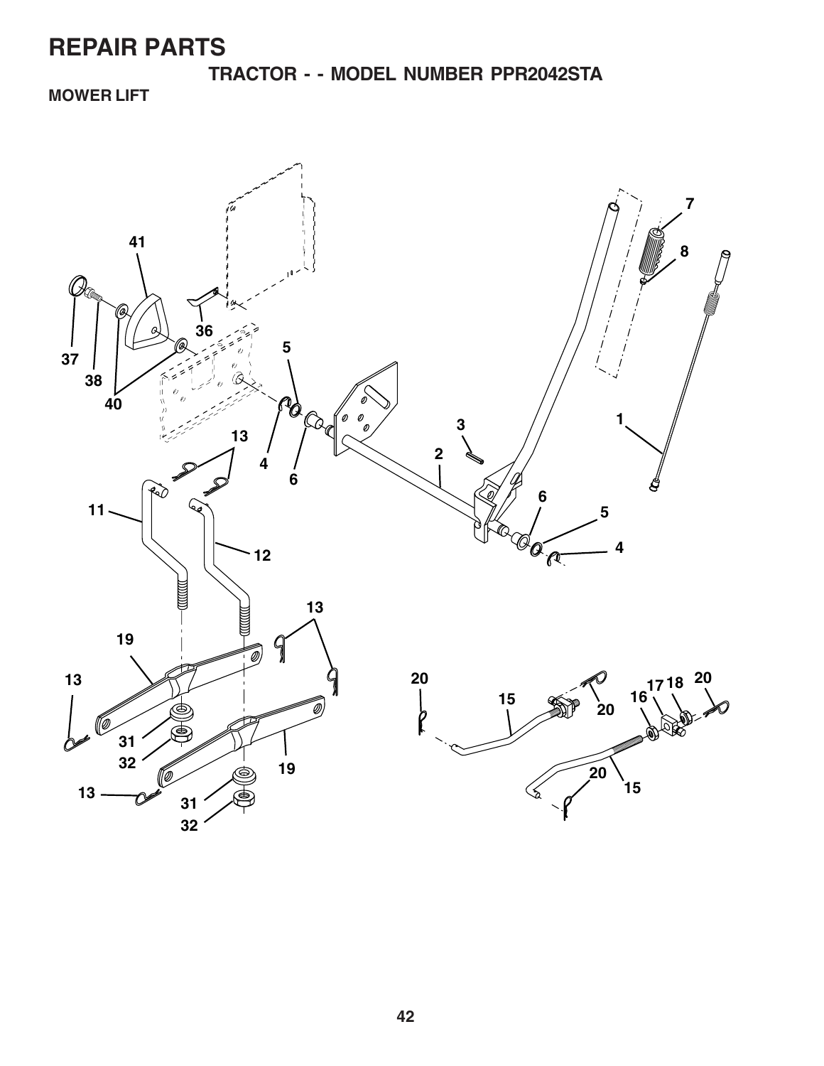# REPAIR PARTS

## TRACTOR - - MODEL NUMBER PPR2042STA

### MOWER LIFT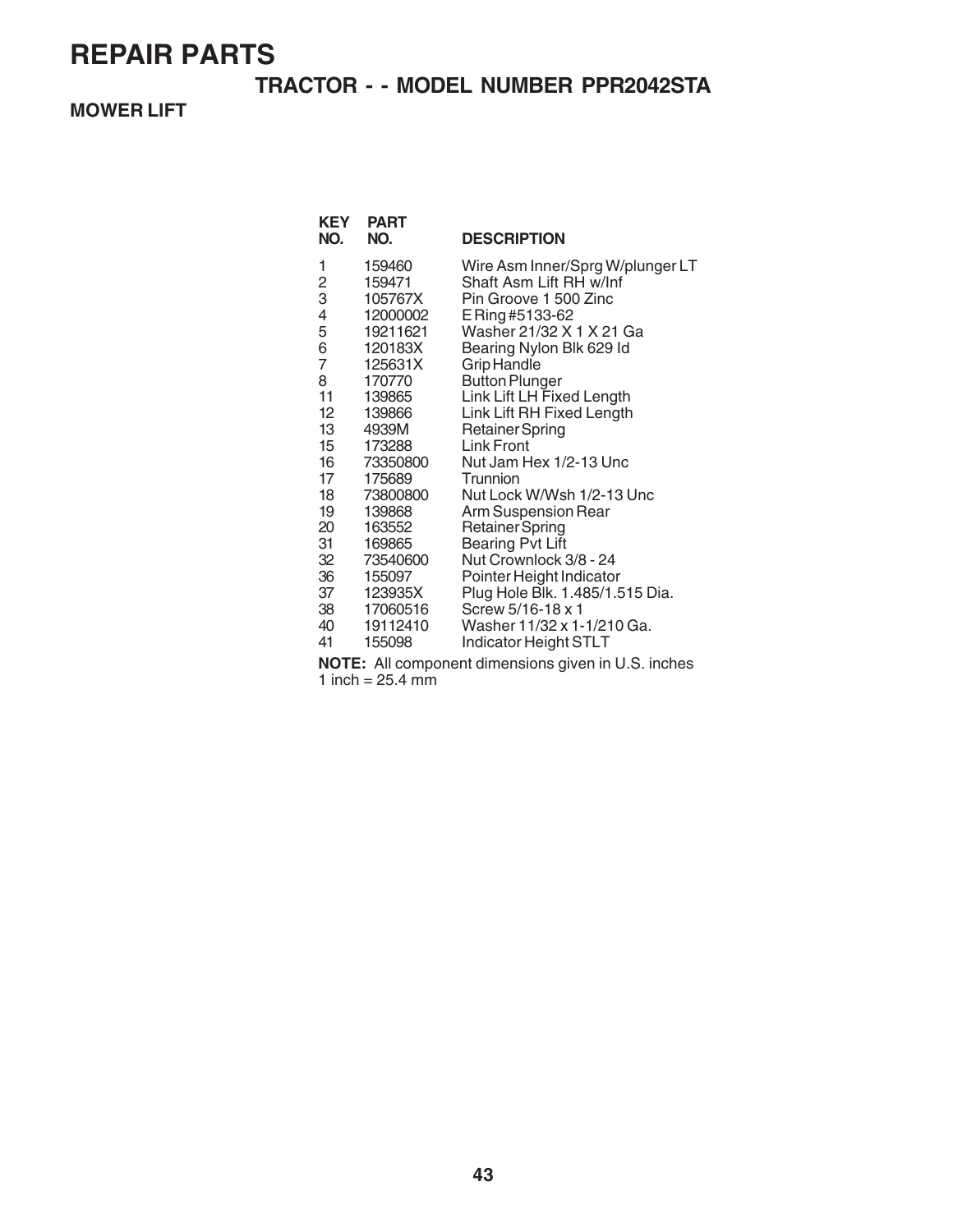# REPAIR PARTS

## TRACTOR - - MODEL NUMBER PPR2042STA

### MOWER LIFT

| KEY NO. | PART NO. | DESCRIPTION |
|---|---|---|
| 1 | 159460 | Wire Asm Inner/Sprg W/plunger LT |
| 2 | 159471 | Shaft Asm Lift RH w/Inf |
| 3 | 105767X | Pin Groove 1 500 Zinc |
| 4 | 12000002 | E Ring #5133-62 |
| 5 | 19211621 | Washer 21/32 X 1 X 21 Ga |
| 6 | 120183X | Bearing Nylon Blk 629 Id |
| 7 | 125631X | Grip Handle |
| 8 | 170770 | Button Plunger |
| 11 | 139865 | Link Lift LH Fixed Length |
| 12 | 139866 | Link Lift RH Fixed Length |
| 13 | 4939M | Retainer Spring |
| 15 | 173288 | Link Front |
| 16 | 73350800 | Nut Jam Hex 1/2-13 Unc |
| 17 | 175689 | Trunnion |
| 18 | 73800800 | Nut Lock W/Wsh 1/2-13 Unc |
| 19 | 139868 | Arm Suspension Rear |
| 20 | 163552 | Retainer Spring |
| 31 | 169865 | Bearing Pvt Lift |
| 32 | 73540600 | Nut Crownlock 3/8 - 24 |
| 36 | 155097 | Pointer Height Indicator |
| 37 | 123935X | Plug Hole Blk. 1.485/1.515 Dia. |
| 38 | 17060516 | Screw 5/16-18 x 1 |
| 40 | 19112410 | Washer 11/32 x 1-1/210 Ga. |
| 41 | 155098 | Indicator Height STLT |

**NOTE:** All component dimensions given in U.S. inches
1 inch = 25.4 mm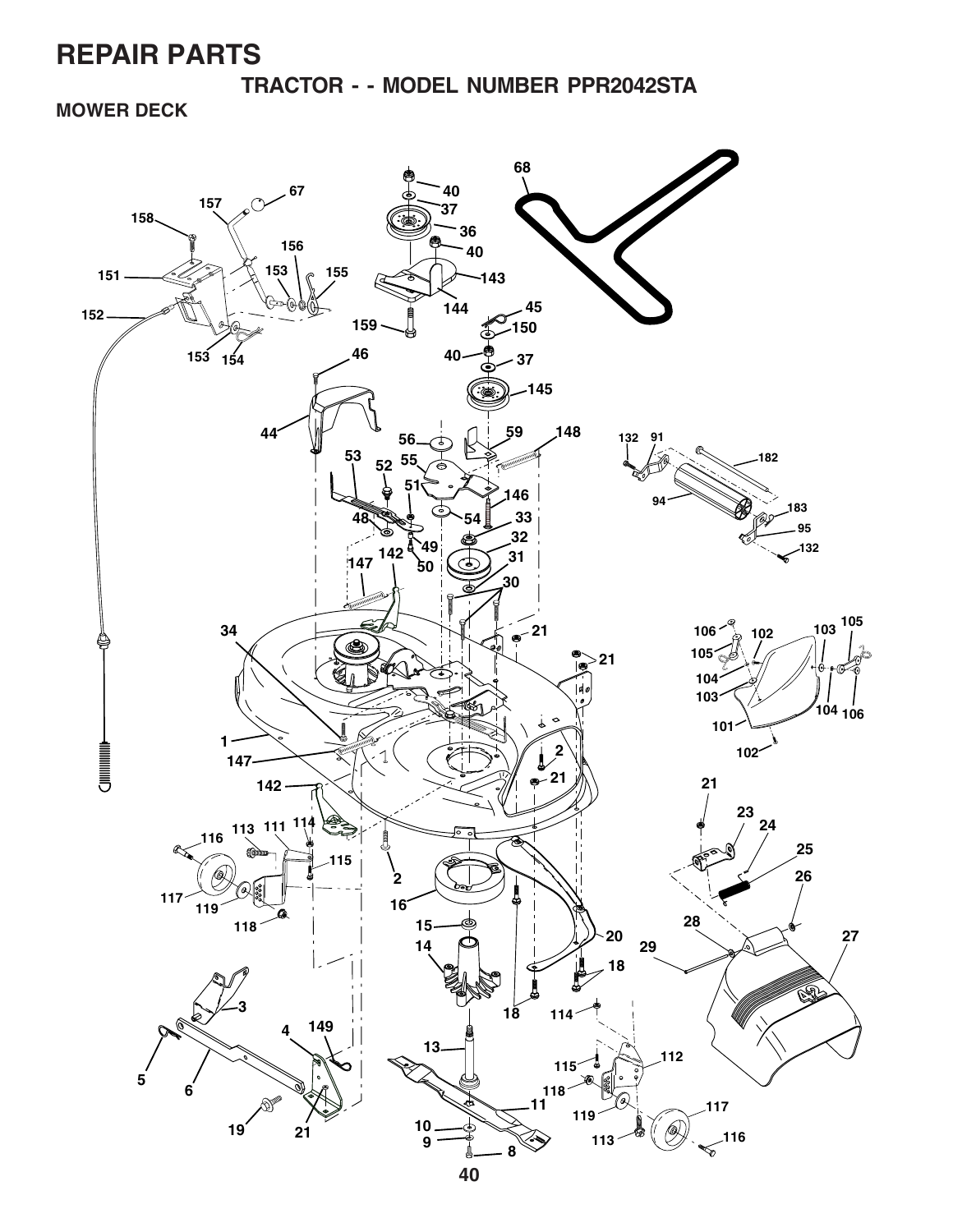# REPAIR PARTS

## TRACTOR - - MODEL NUMBER PPR2042STA

### MOWER DECK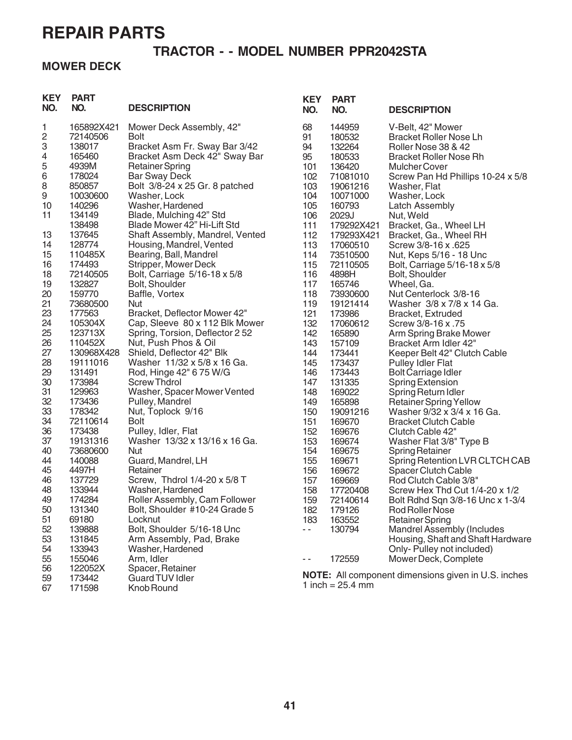# REPAIR PARTS

## TRACTOR - - MODEL NUMBER PPR2042STA

### MOWER DECK

| KEY NO. | PART NO. | DESCRIPTION |
|---|---|---|
| 1 | 165892X421 | Mower Deck Assembly, 42" |
| 2 | 72140506 | Bolt |
| 3 | 138017 | Bracket Asm Fr. Sway Bar 3/42 |
| 4 | 165460 | Bracket Asm Deck 42" Sway Bar |
| 5 | 4939M | Retainer Spring |
| 6 | 178024 | Bar Sway Deck |
| 8 | 850857 | Bolt 3/8-24 x 25 Gr. 8 patched |
| 9 | 10030600 | Washer, Lock |
| 10 | 140296 | Washer, Hardened |
| 11 | 134149 | Blade, Mulching 42" Std |
| | 138498 | Blade Mower 42" Hi-Lift Std |
| 13 | 137645 | Shaft Assembly, Mandrel, Vented |
| 14 | 128774 | Housing, Mandrel, Vented |
| 15 | 110485X | Bearing, Ball, Mandrel |
| 16 | 174493 | Stripper, Mower Deck |
| 18 | 72140505 | Bolt, Carriage 5/16-18 x 5/8 |
| 19 | 132827 | Bolt, Shoulder |
| 20 | 159770 | Baffle, Vortex |
| 21 | 73680500 | Nut |
| 23 | 177563 | Bracket, Deflector Mower 42" |
| 24 | 105304X | Cap, Sleeve 80 x 112 Blk Mower |
| 25 | 123713X | Spring, Torsion, Deflector 2 52 |
| 26 | 110452X | Nut, Push Phos & Oil |
| 27 | 130968X428 | Shield, Deflector 42" Blk |
| 28 | 19111016 | Washer 11/32 x 5/8 x 16 Ga. |
| 29 | 131491 | Rod, Hinge 42" 6 75 W/G |
| 30 | 173984 | Screw Thdrol |
| 31 | 129963 | Washer, Spacer Mower Vented |
| 32 | 173436 | Pulley, Mandrel |
| 33 | 178342 | Nut, Toplock 9/16 |
| 34 | 72110614 | Bolt |
| 36 | 173438 | Pulley, Idler, Flat |
| 37 | 19131316 | Washer 13/32 x 13/16 x 16 Ga. |
| 40 | 73680600 | Nut |
| 44 | 140088 | Guard, Mandrel, LH |
| 45 | 4497H | Retainer |
| 46 | 137729 | Screw, Thdrol 1/4-20 x 5/8 T |
| 48 | 133944 | Washer, Hardened |
| 49 | 174284 | Roller Assembly, Cam Follower |
| 50 | 131340 | Bolt, Shoulder #10-24 Grade 5 |
| 51 | 69180 | Locknut |
| 52 | 139888 | Bolt, Shoulder 5/16-18 Unc |
| 53 | 131845 | Arm Assembly, Pad, Brake |
| 54 | 133943 | Washer, Hardened |
| 55 | 155046 | Arm, Idler |
| 56 | 122052X | Spacer, Retainer |
| 59 | 173442 | Guard TUV Idler |
| 67 | 171598 | Knob Round |
| 68 | 144959 | V-Belt, 42" Mower |
| 91 | 180532 | Bracket Roller Nose Lh |
| 94 | 132264 | Roller Nose 38 & 42 |
| 95 | 180533 | Bracket Roller Nose Rh |
| 101 | 136420 | Mulcher Cover |
| 102 | 71081010 | Screw Pan Hd Phillips 10-24 x 5/8 |
| 103 | 19061216 | Washer, Flat |
| 104 | 10071000 | Washer, Lock |
| 105 | 160793 | Latch Assembly |
| 106 | 2029J | Nut, Weld |
| 111 | 179292X421 | Bracket, Ga., Wheel LH |
| 112 | 179293X421 | Bracket, Ga., Wheel RH |
| 113 | 17060510 | Screw 3/8-16 x .625 |
| 114 | 73510500 | Nut, Keps 5/16 - 18 Unc |
| 115 | 72110505 | Bolt, Carriage 5/16-18 x 5/8 |
| 116 | 4898H | Bolt, Shoulder |
| 117 | 165746 | Wheel, Ga. |
| 118 | 73930600 | Nut Centerlock 3/8-16 |
| 119 | 19121414 | Washer 3/8 x 7/8 x 14 Ga. |
| 121 | 173986 | Bracket, Extruded |
| 132 | 17060612 | Screw 3/8-16 x .75 |
| 142 | 165890 | Arm Spring Brake Mower |
| 143 | 157109 | Bracket Arm Idler 42" |
| 144 | 173441 | Keeper Belt 42" Clutch Cable |
| 145 | 173437 | Pulley Idler Flat |
| 146 | 173443 | Bolt Carriage Idler |
| 147 | 131335 | Spring Extension |
| 148 | 169022 | Spring Return Idler |
| 149 | 165898 | Retainer Spring Yellow |
| 150 | 19091216 | Washer 9/32 x 3/4 x 16 Ga. |
| 151 | 169670 | Bracket Clutch Cable |
| 152 | 169676 | Clutch Cable 42" |
| 153 | 169674 | Washer Flat 3/8" Type B |
| 154 | 169675 | Spring Retainer |
| 155 | 169671 | Spring Retention LVR CLTCH CAB |
| 156 | 169672 | Spacer Clutch Cable |
| 157 | 169669 | Rod Clutch Cable 3/8" |
| 158 | 17720408 | Screw Hex Thd Cut 1/4-20 x 1/2 |
| 159 | 72140614 | Bolt Rdhd Sqn 3/8-16 Unc x 1-3/4 |
| 182 | 179126 | Rod Roller Nose |
| 183 | 163552 | Retainer Spring |
| - - | 130794 | Mandrel Assembly (Includes Housing, Shaft and Shaft Hardware Only- Pulley not included) |
| - - | 172559 | Mower Deck, Complete |

**NOTE:** All component dimensions given in U.S. inches
1 inch = 25.4 mm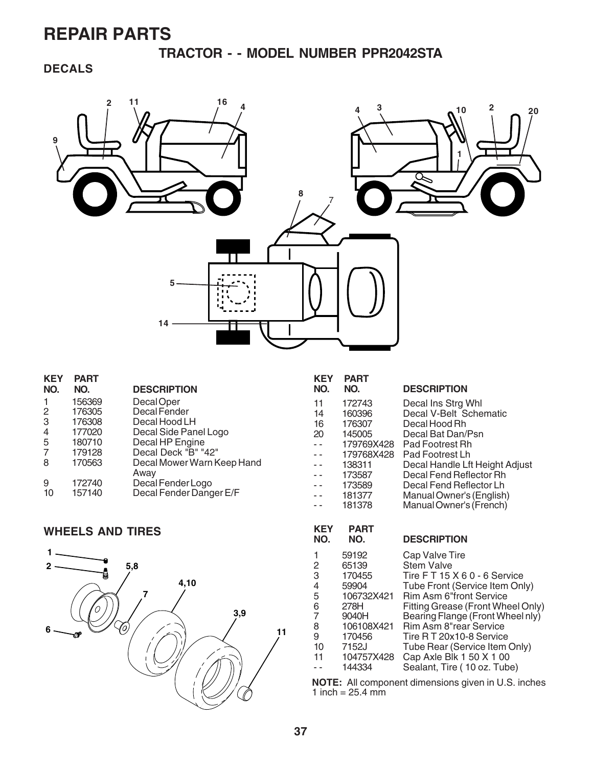# REPAIR PARTS

## TRACTOR - - MODEL NUMBER PPR2042STA

### DECALS

| KEY NO. | PART NO. | DESCRIPTION |
|---|---|---|
| 1 | 156369 | Decal Oper |
| 2 | 176305 | Decal Fender |
| 3 | 176308 | Decal Hood LH |
| 4 | 177020 | Decal Side Panel Logo |
| 5 | 180710 | Decal HP Engine |
| 7 | 179128 | Decal Deck "B" "42" |
| 8 | 170563 | Decal Mower Warn Keep Hand Away |
| 9 | 172740 | Decal Fender Logo |
| 10 | 157140 | Decal Fender Danger E/F |
| 11 | 172743 | Decal Ins Strg Whl |
| 14 | 160396 | Decal V-Belt Schematic |
| 16 | 176307 | Decal Hood Rh |
| 20 | 145005 | Decal Bat Dan/Psn |
| - - | 179769X428 | Pad Footrest Rh |
| - - | 179768X428 | Pad Footrest Lh |
| - - | 138311 | Decal Handle Lft Height Adjust |
| - - | 173587 | Decal Fend Reflector Rh |
| - - | 173589 | Decal Fend Reflector Lh |
| - - | 181377 | Manual Owner's (English) |
| - - | 181378 | Manual Owner's (French) |

### WHEELS AND TIRES

| KEY NO. | PART NO. | DESCRIPTION |
|---|---|---|
| 1 | 59192 | Cap Valve Tire |
| 2 | 65139 | Stem Valve |
| 3 | 170455 | Tire F T 15 X 6 0 - 6 Service |
| 4 | 59904 | Tube Front (Service Item Only) |
| 5 | 106732X421 | Rim Asm 6"front Service |
| 6 | 278H | Fitting Grease (Front Wheel Only) |
| 7 | 9040H | Bearing Flange (Front Wheel nly) |
| 8 | 106108X421 | Rim Asm 8"rear Service |
| 9 | 170456 | Tire R T 20x10-8 Service |
| 10 | 7152J | Tube Rear (Service Item Only) |
| 11 | 104757X428 | Cap Axle Blk 1 50 X 1 00 |
| - - | 144334 | Sealant, Tire ( 10 oz. Tube) |

**NOTE:** All component dimensions given in U.S. inches
1 inch = 25.4 mm